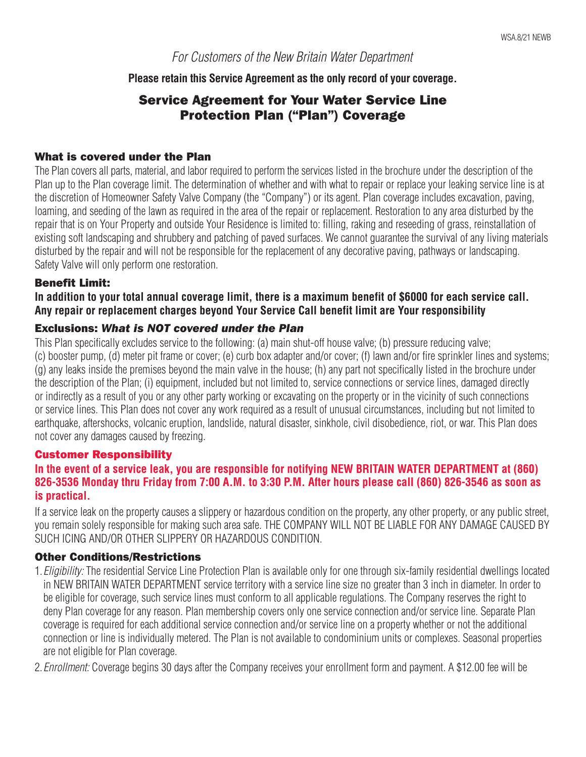*For Customers of the New Britain Water Department*

**Please retain this Service Agreement as the only record of your coverage.**

# Service Agreement for Your Water Service Line Protection Plan ("Plan") Coverage

## What is covered under the Plan

The Plan covers all parts, material, and labor required to perform the services listed in the brochure under the description of the Plan up to the Plan coverage limit. The determination of whether and with what to repair or replace your leaking service line is at the discretion of Homeowner Safety Valve Company (the "Company") or its agent. Plan coverage includes excavation, paving, loaming, and seeding of the lawn as required in the area of the repair or replacement. Restoration to any area disturbed by the repair that is on Your Property and outside Your Residence is limited to: filling, raking and reseeding of grass, reinstallation of existing soft landscaping and shrubbery and patching of paved surfaces. We cannot guarantee the survival of any living materials disturbed by the repair and will not be responsible for the replacement of any decorative paving, pathways or landscaping. Safety Valve will only perform one restoration.

## Benefit Limit:

**In addition to your total annual coverage limit, there is a maximum benefit of $6000 for each service call. Any repair or replacement charges beyond Your Service Call benefit limit are Your responsibility**

## Exclusions: *What is NOT covered under the Plan*

This Plan specifically excludes service to the following: (a) main shut-off house valve; (b) pressure reducing valve; (c) booster pump, (d) meter pit frame or cover; (e) curb box adapter and/or cover; (f) lawn and/or fire sprinkler lines and systems; (g) any leaks inside the premises beyond the main valve in the house; (h) any part not specifically listed in the brochure under the description of the Plan; (i) equipment, included but not limited to, service connections or service lines, damaged directly or indirectly as a result of you or any other party working or excavating on the property or in the vicinity of such connections or service lines. This Plan does not cover any work required as a result of unusual circumstances, including but not limited to earthquake, aftershocks, volcanic eruption, landslide, natural disaster, sinkhole, civil disobedience, riot, or war. This Plan does not cover any damages caused by freezing.

## Customer Responsibility

**In the event of a service leak, you are responsible for notifying NEW BRITAIN WATER DEPARTMENT at (860) 826-3536 Monday thru Friday from 7:00 A.M. to 3:30 P.M. After hours please call (860) 826-3546 as soon as is practical.**

If a service leak on the property causes a slippery or hazardous condition on the property, any other property, or any public street, you remain solely responsible for making such area safe. THE COMPANY WILL NOT BE LIABLE FOR ANY DAMAGE CAUSED BY SUCH ICING AND/OR OTHER SLIPPERY OR HAZARDOUS CONDITION.

## Other Conditions/Restrictions

1. *Eligibility:* The residential Service Line Protection Plan is available only for one through six-family residential dwellings located in NEW BRITAIN WATER DEPARTMENT service territory with a service line size no greater than 3 inch in diameter. In order to be eligible for coverage, such service lines must conform to all applicable regulations. The Company reserves the right to deny Plan coverage for any reason. Plan membership covers only one service connection and/or service line. Separate Plan coverage is required for each additional service connection and/or service line on a property whether or not the additional connection or line is individually metered. The Plan is not available to condominium units or complexes. Seasonal properties are not eligible for Plan coverage.
2. *Enrollment:* Coverage begins 30 days after the Company receives your enrollment form and payment. A $12.00 fee will be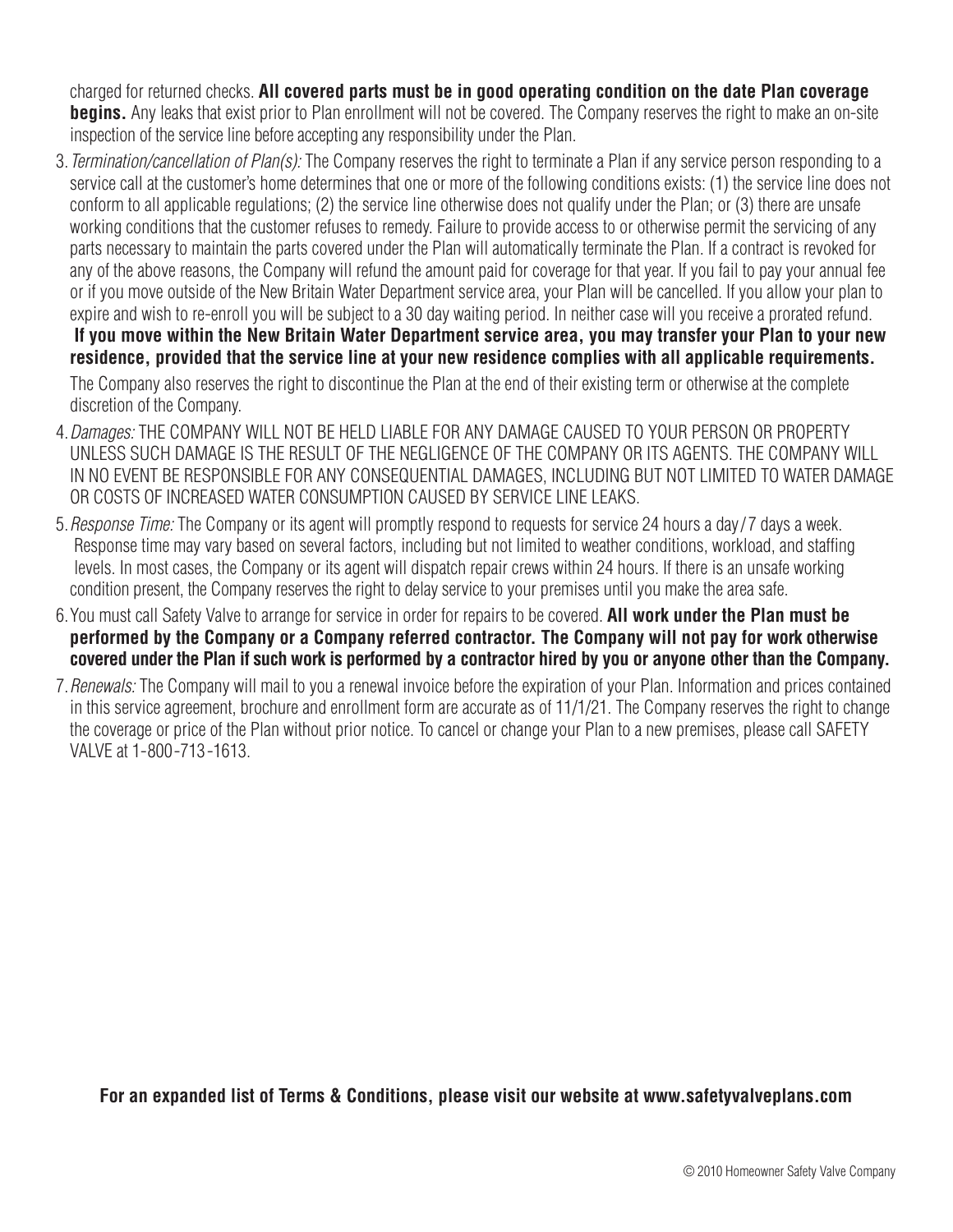charged for returned checks. **All covered parts must be in good operating condition on the date Plan coverage begins.** Any leaks that exist prior to Plan enrollment will not be covered. The Company reserves the right to make an on-site inspection of the service line before accepting any responsibility under the Plan.

3. *Termination/cancellation of Plan(s):* The Company reserves the right to terminate a Plan if any service person responding to a service call at the customer's home determines that one or more of the following conditions exists: (1) the service line does not conform to all applicable regulations; (2) the service line otherwise does not qualify under the Plan; or (3) there are unsafe working conditions that the customer refuses to remedy. Failure to provide access to or otherwise permit the servicing of any parts necessary to maintain the parts covered under the Plan will automatically terminate the Plan. If a contract is revoked for any of the above reasons, the Company will refund the amount paid for coverage for that year. If you fail to pay your annual fee or if you move outside of the New Britain Water Department service area, your Plan will be cancelled. If you allow your plan to expire and wish to re-enroll you will be subject to a 30 day waiting period. In neither case will you receive a prorated refund. **If you move within the New Britain Water Department service area, you may transfer your Plan to your new residence, provided that the service line at your new residence complies with all applicable requirements.**

   The Company also reserves the right to discontinue the Plan at the end of their existing term or otherwise at the complete discretion of the Company.

4. *Damages:* THE COMPANY WILL NOT BE HELD LIABLE FOR ANY DAMAGE CAUSED TO YOUR PERSON OR PROPERTY UNLESS SUCH DAMAGE IS THE RESULT OF THE NEGLIGENCE OF THE COMPANY OR ITS AGENTS. THE COMPANY WILL IN NO EVENT BE RESPONSIBLE FOR ANY CONSEQUENTIAL DAMAGES, INCLUDING BUT NOT LIMITED TO WATER DAMAGE OR COSTS OF INCREASED WATER CONSUMPTION CAUSED BY SERVICE LINE LEAKS.

5. *Response Time:* The Company or its agent will promptly respond to requests for service 24 hours a day/7 days a week. Response time may vary based on several factors, including but not limited to weather conditions, workload, and staffing levels. In most cases, the Company or its agent will dispatch repair crews within 24 hours. If there is an unsafe working condition present, the Company reserves the right to delay service to your premises until you make the area safe.

6. You must call Safety Valve to arrange for service in order for repairs to be covered. **All work under the Plan must be performed by the Company or a Company referred contractor. The Company will not pay for work otherwise covered under the Plan if such work is performed by a contractor hired by you or anyone other than the Company.**

7. *Renewals:* The Company will mail to you a renewal invoice before the expiration of your Plan. Information and prices contained in this service agreement, brochure and enrollment form are accurate as of 11/1/21. The Company reserves the right to change the coverage or price of the Plan without prior notice. To cancel or change your Plan to a new premises, please call SAFETY VALVE at 1-800-713-1613.

**For an expanded list of Terms & Conditions, please visit our website at www.safetyvalveplans.com**

© 2010 Homeowner Safety Valve Company